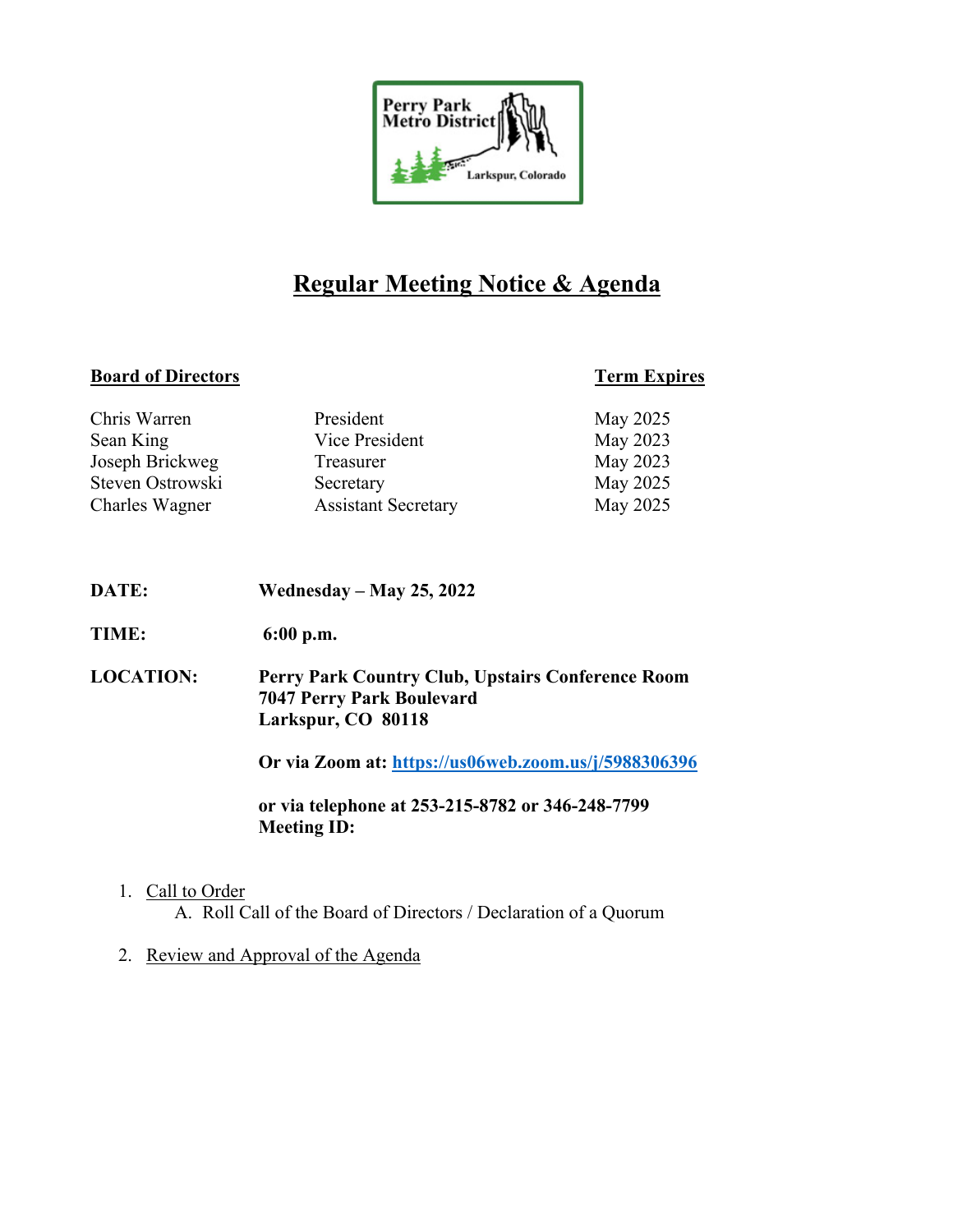Perry Park Metro District

Larkspur, Colorado

# Regular Meeting Notice & Agenda

| Board of Directors | | Term Expires |
|---|---|---|
| Chris Warren | President | May 2025 |
| Sean King | Vice President | May 2023 |
| Joseph Brickweg | Treasurer | May 2023 |
| Steven Ostrowski | Secretary | May 2025 |
| Charles Wagner | Assistant Secretary | May 2025 |

**DATE:** **Wednesday – May 25, 2022**

**TIME:** **6:00 p.m.**

**LOCATION:** **Perry Park Country Club, Upstairs Conference Room**
**7047 Perry Park Boulevard**
**Larkspur, CO 80118**

**Or via Zoom at: https://us06web.zoom.us/j/5988306396**

**or via telephone at 253-215-8782 or 346-248-7799**
**Meeting ID:**

1. Call to Order
   A. Roll Call of the Board of Directors / Declaration of a Quorum

2. Review and Approval of the Agenda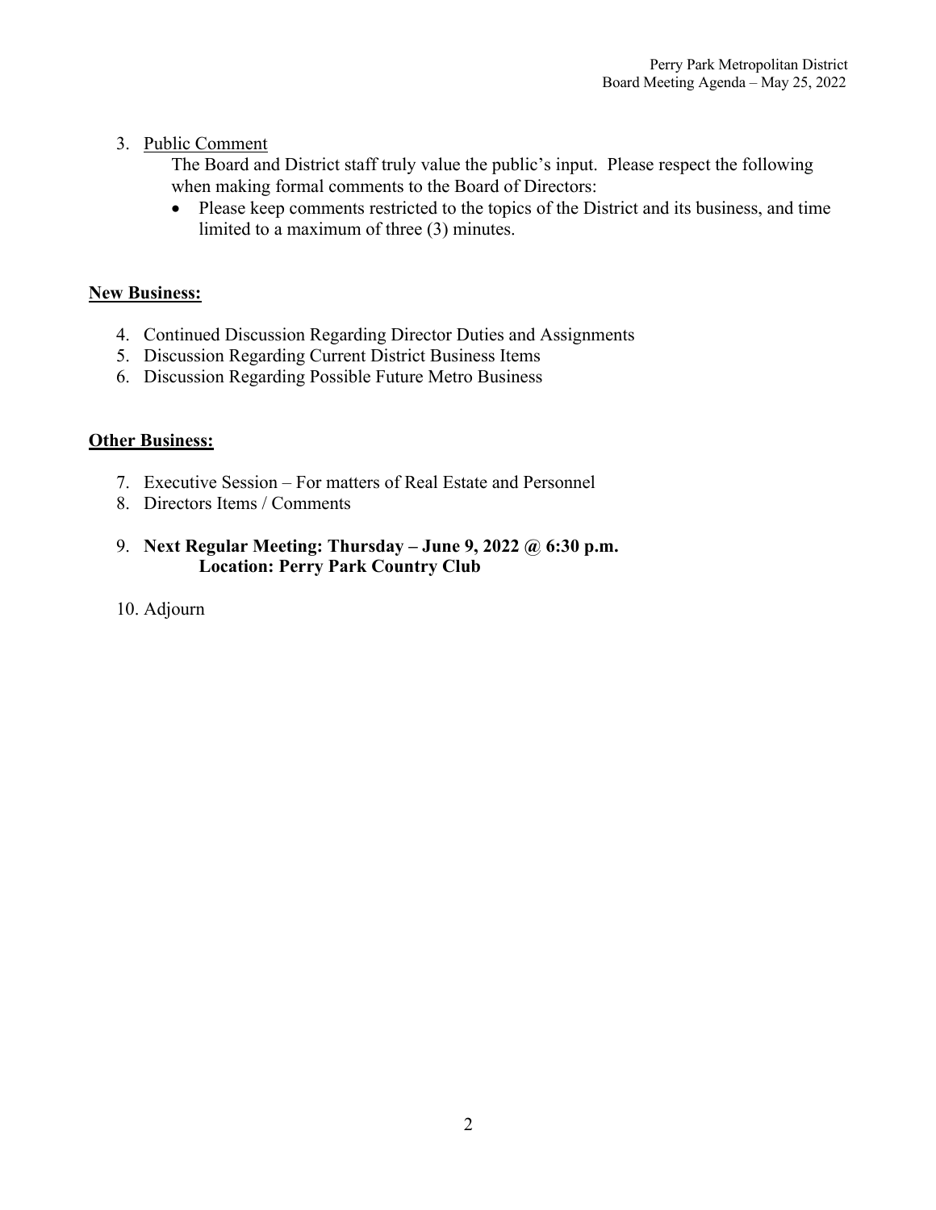3. <u>Public Comment</u>

   The Board and District staff truly value the public's input. Please respect the following when making formal comments to the Board of Directors:

   - Please keep comments restricted to the topics of the District and its business, and time limited to a maximum of three (3) minutes.

**<u>New Business:</u>**

4. Continued Discussion Regarding Director Duties and Assignments
5. Discussion Regarding Current District Business Items
6. Discussion Regarding Possible Future Metro Business

**<u>Other Business:</u>**

7. Executive Session – For matters of Real Estate and Personnel
8. Directors Items / Comments
9. **Next Regular Meeting: Thursday – June 9, 2022 @ 6:30 p.m.**
   **Location: Perry Park Country Club**
10. Adjourn